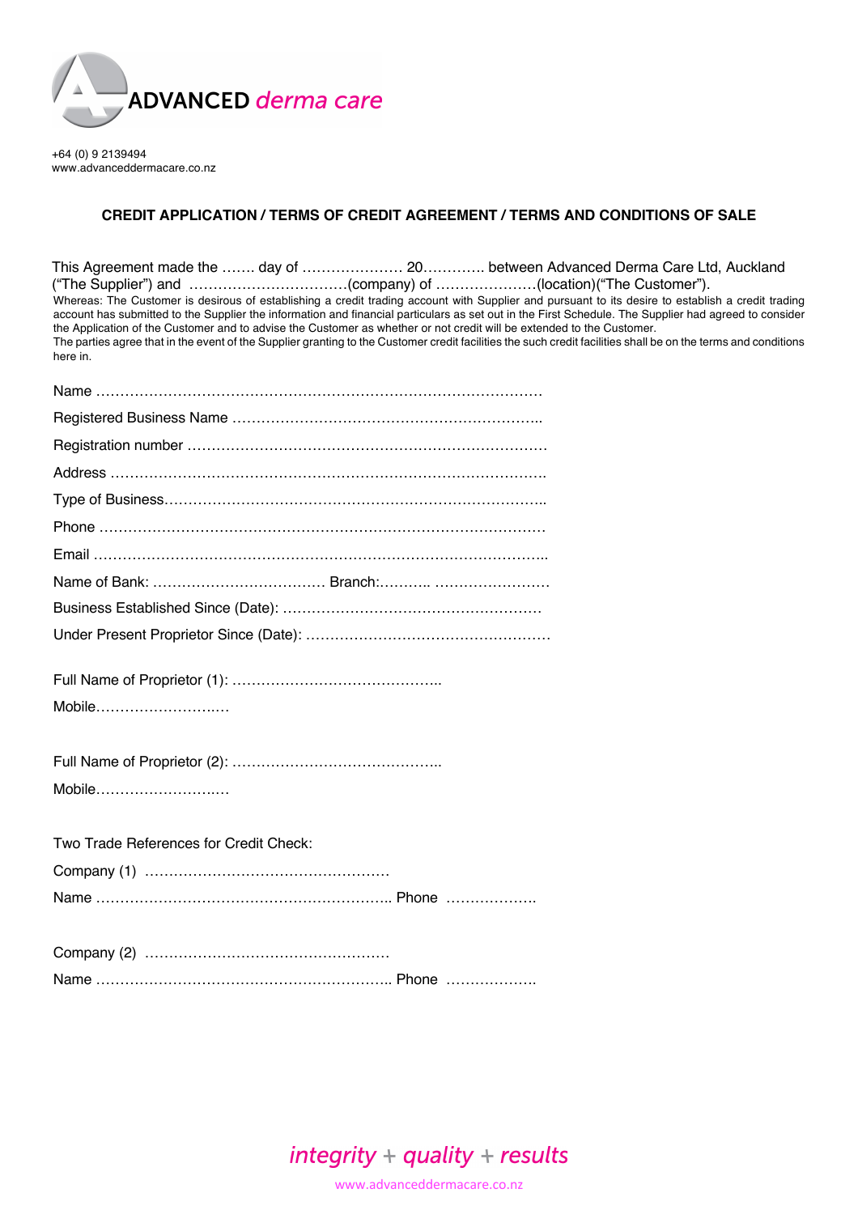ADVANCED *derma care*

+64 (0) 9 2139494
www.advanceddermacare.co.nz

## CREDIT APPLICATION / TERMS OF CREDIT AGREEMENT / TERMS AND CONDITIONS OF SALE

This Agreement made the ……. day of ………………… 20…………. between Advanced Derma Care Ltd, Auckland ("The Supplier") and ……………………………(company) of …………………(location)("The Customer").

Whereas: The Customer is desirous of establishing a credit trading account with Supplier and pursuant to its desire to establish a credit trading account has submitted to the Supplier the information and financial particulars as set out in the First Schedule. The Supplier had agreed to consider the Application of the Customer and to advise the Customer as whether or not credit will be extended to the Customer.

The parties agree that in the event of the Supplier granting to the Customer credit facilities the such credit facilities shall be on the terms and conditions here in.

Name ………………………………………………………………………………

Registered Business Name ………………………………………………………..

Registration number ……………………………………………………………….

Address …………………………………………………………………………….

Type of Business…………………………………………………………………..

Phone ………………………………………………………………………………

Email ………………………………………………………………………………..

Name of Bank: ……………………………… Branch:……….. ……………………

Business Established Since (Date): ………………………………………………

Under Present Proprietor Since (Date): ……………………………………………

Full Name of Proprietor (1): ……………………………………..

Mobile………………………..

Full Name of Proprietor (2): ……………………………………..

Mobile………………………..

Two Trade References for Credit Check:

Company (1) ……………………………………………

Name …………………………………………………….. Phone ……………….

Company (2) ……………………………………………

Name …………………………………………………….. Phone ……………….

*integrity + quality + results*

www.advanceddermacare.co.nz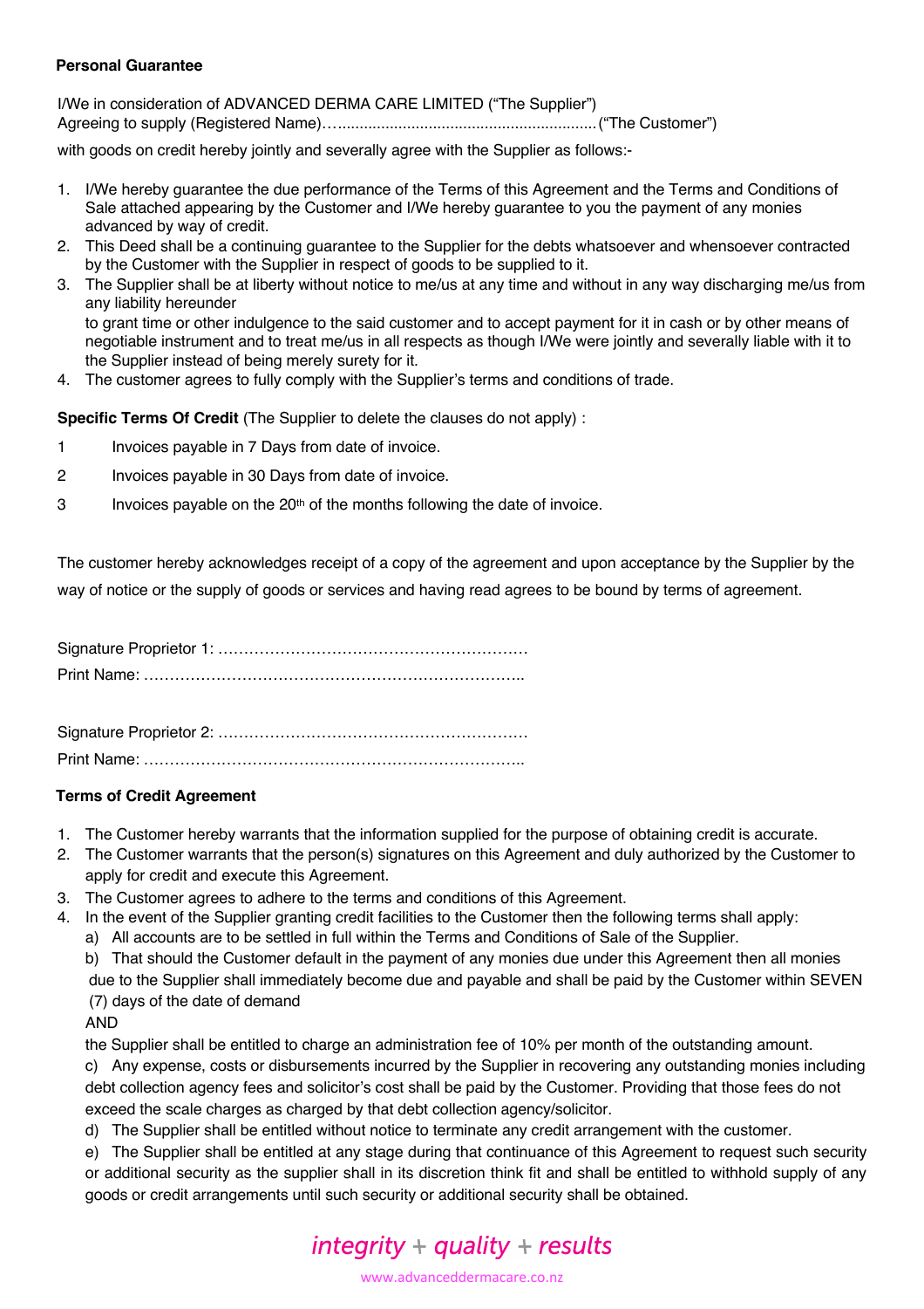**Personal Guarantee**

I/We in consideration of ADVANCED DERMA CARE LIMITED ("The Supplier")
Agreeing to supply (Registered Name)…............................................................ ("The Customer")

with goods on credit hereby jointly and severally agree with the Supplier as follows:-

1. I/We hereby guarantee the due performance of the Terms of this Agreement and the Terms and Conditions of Sale attached appearing by the Customer and I/We hereby guarantee to you the payment of any monies advanced by way of credit.
2. This Deed shall be a continuing guarantee to the Supplier for the debts whatsoever and whensoever contracted by the Customer with the Supplier in respect of goods to be supplied to it.
3. The Supplier shall be at liberty without notice to me/us at any time and without in any way discharging me/us from any liability hereunder
   to grant time or other indulgence to the said customer and to accept payment for it in cash or by other means of negotiable instrument and to treat me/us in all respects as though I/We were jointly and severally liable with it to the Supplier instead of being merely surety for it.
4. The customer agrees to fully comply with the Supplier's terms and conditions of trade.

**Specific Terms Of Credit** (The Supplier to delete the clauses do not apply) :

1 Invoices payable in 7 Days from date of invoice.

2 Invoices payable in 30 Days from date of invoice.

3 Invoices payable on the 20th of the months following the date of invoice.

The customer hereby acknowledges receipt of a copy of the agreement and upon acceptance by the Supplier by the way of notice or the supply of goods or services and having read agrees to be bound by terms of agreement.

Signature Proprietor 1: …………………………………………………

Print Name: ………………………………………………………………..

Signature Proprietor 2: …………………………………………………

Print Name: ………………………………………………………………..

**Terms of Credit Agreement**

1. The Customer hereby warrants that the information supplied for the purpose of obtaining credit is accurate.
2. The Customer warrants that the person(s) signatures on this Agreement and duly authorized by the Customer to apply for credit and execute this Agreement.
3. The Customer agrees to adhere to the terms and conditions of this Agreement.
4. In the event of the Supplier granting credit facilities to the Customer then the following terms shall apply:
   a) All accounts are to be settled in full within the Terms and Conditions of Sale of the Supplier.
   b) That should the Customer default in the payment of any monies due under this Agreement then all monies due to the Supplier shall immediately become due and payable and shall be paid by the Customer within SEVEN (7) days of the date of demand

      AND

      the Supplier shall be entitled to charge an administration fee of 10% per month of the outstanding amount.
   c) Any expense, costs or disbursements incurred by the Supplier in recovering any outstanding monies including debt collection agency fees and solicitor's cost shall be paid by the Customer. Providing that those fees do not exceed the scale charges as charged by that debt collection agency/solicitor.
   d) The Supplier shall be entitled without notice to terminate any credit arrangement with the customer.
   e) The Supplier shall be entitled at any stage during that continuance of this Agreement to request such security or additional security as the supplier shall in its discretion think fit and shall be entitled to withhold supply of any goods or credit arrangements until such security or additional security shall be obtained.

*integrity + quality + results*

www.advanceddermacare.co.nz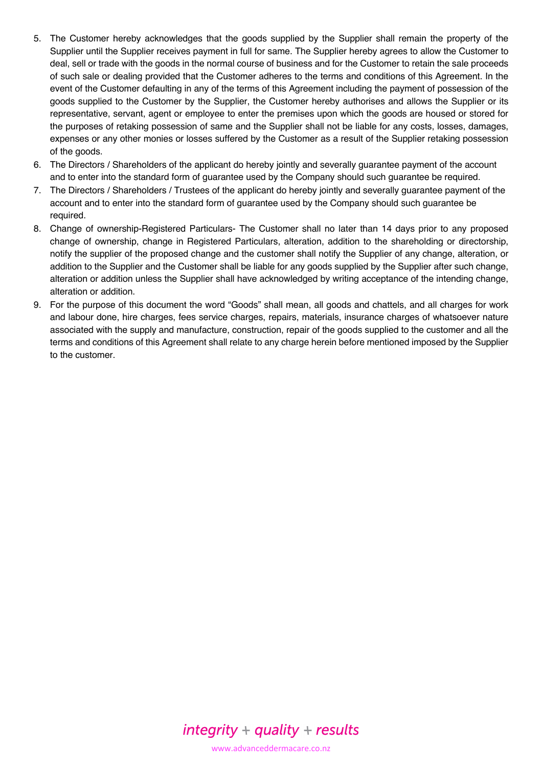5. The Customer hereby acknowledges that the goods supplied by the Supplier shall remain the property of the Supplier until the Supplier receives payment in full for same. The Supplier hereby agrees to allow the Customer to deal, sell or trade with the goods in the normal course of business and for the Customer to retain the sale proceeds of such sale or dealing provided that the Customer adheres to the terms and conditions of this Agreement. In the event of the Customer defaulting in any of the terms of this Agreement including the payment of possession of the goods supplied to the Customer by the Supplier, the Customer hereby authorises and allows the Supplier or its representative, servant, agent or employee to enter the premises upon which the goods are housed or stored for the purposes of retaking possession of same and the Supplier shall not be liable for any costs, losses, damages, expenses or any other monies or losses suffered by the Customer as a result of the Supplier retaking possession of the goods.
6. The Directors / Shareholders of the applicant do hereby jointly and severally guarantee payment of the account and to enter into the standard form of guarantee used by the Company should such guarantee be required.
7. The Directors / Shareholders / Trustees of the applicant do hereby jointly and severally guarantee payment of the account and to enter into the standard form of guarantee used by the Company should such guarantee be required.
8. Change of ownership-Registered Particulars- The Customer shall no later than 14 days prior to any proposed change of ownership, change in Registered Particulars, alteration, addition to the shareholding or directorship, notify the supplier of the proposed change and the customer shall notify the Supplier of any change, alteration, or addition to the Supplier and the Customer shall be liable for any goods supplied by the Supplier after such change, alteration or addition unless the Supplier shall have acknowledged by writing acceptance of the intending change, alteration or addition.
9. For the purpose of this document the word "Goods" shall mean, all goods and chattels, and all charges for work and labour done, hire charges, fees service charges, repairs, materials, insurance charges of whatsoever nature associated with the supply and manufacture, construction, repair of the goods supplied to the customer and all the terms and conditions of this Agreement shall relate to any charge herein before mentioned imposed by the Supplier to the customer.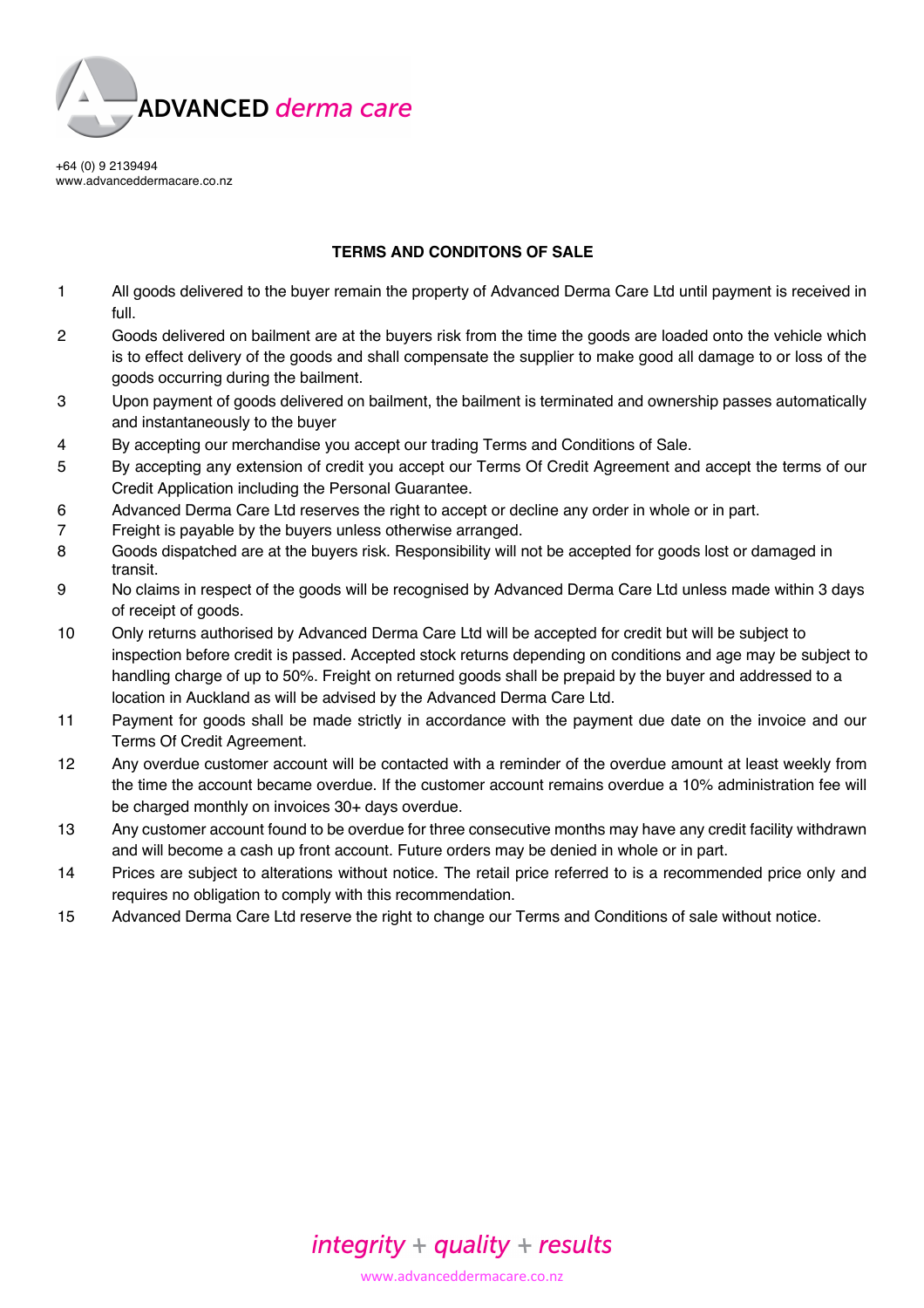**ADVANCED** *derma care*

+64 (0) 9 2139494
www.advanceddermacare.co.nz

## TERMS AND CONDITONS OF SALE

1. All goods delivered to the buyer remain the property of Advanced Derma Care Ltd until payment is received in full.
2. Goods delivered on bailment are at the buyers risk from the time the goods are loaded onto the vehicle which is to effect delivery of the goods and shall compensate the supplier to make good all damage to or loss of the goods occurring during the bailment.
3. Upon payment of goods delivered on bailment, the bailment is terminated and ownership passes automatically and instantaneously to the buyer
4. By accepting our merchandise you accept our trading Terms and Conditions of Sale.
5. By accepting any extension of credit you accept our Terms Of Credit Agreement and accept the terms of our Credit Application including the Personal Guarantee.
6. Advanced Derma Care Ltd reserves the right to accept or decline any order in whole or in part.
7. Freight is payable by the buyers unless otherwise arranged.
8. Goods dispatched are at the buyers risk. Responsibility will not be accepted for goods lost or damaged in transit.
9. No claims in respect of the goods will be recognised by Advanced Derma Care Ltd unless made within 3 days of receipt of goods.
10. Only returns authorised by Advanced Derma Care Ltd will be accepted for credit but will be subject to inspection before credit is passed. Accepted stock returns depending on conditions and age may be subject to handling charge of up to 50%. Freight on returned goods shall be prepaid by the buyer and addressed to a location in Auckland as will be advised by the Advanced Derma Care Ltd.
11. Payment for goods shall be made strictly in accordance with the payment due date on the invoice and our Terms Of Credit Agreement.
12. Any overdue customer account will be contacted with a reminder of the overdue amount at least weekly from the time the account became overdue. If the customer account remains overdue a 10% administration fee will be charged monthly on invoices 30+ days overdue.
13. Any customer account found to be overdue for three consecutive months may have any credit facility withdrawn and will become a cash up front account. Future orders may be denied in whole or in part.
14. Prices are subject to alterations without notice. The retail price referred to is a recommended price only and requires no obligation to comply with this recommendation.
15. Advanced Derma Care Ltd reserve the right to change our Terms and Conditions of sale without notice.

*integrity + quality + results*

www.advanceddermacare.co.nz